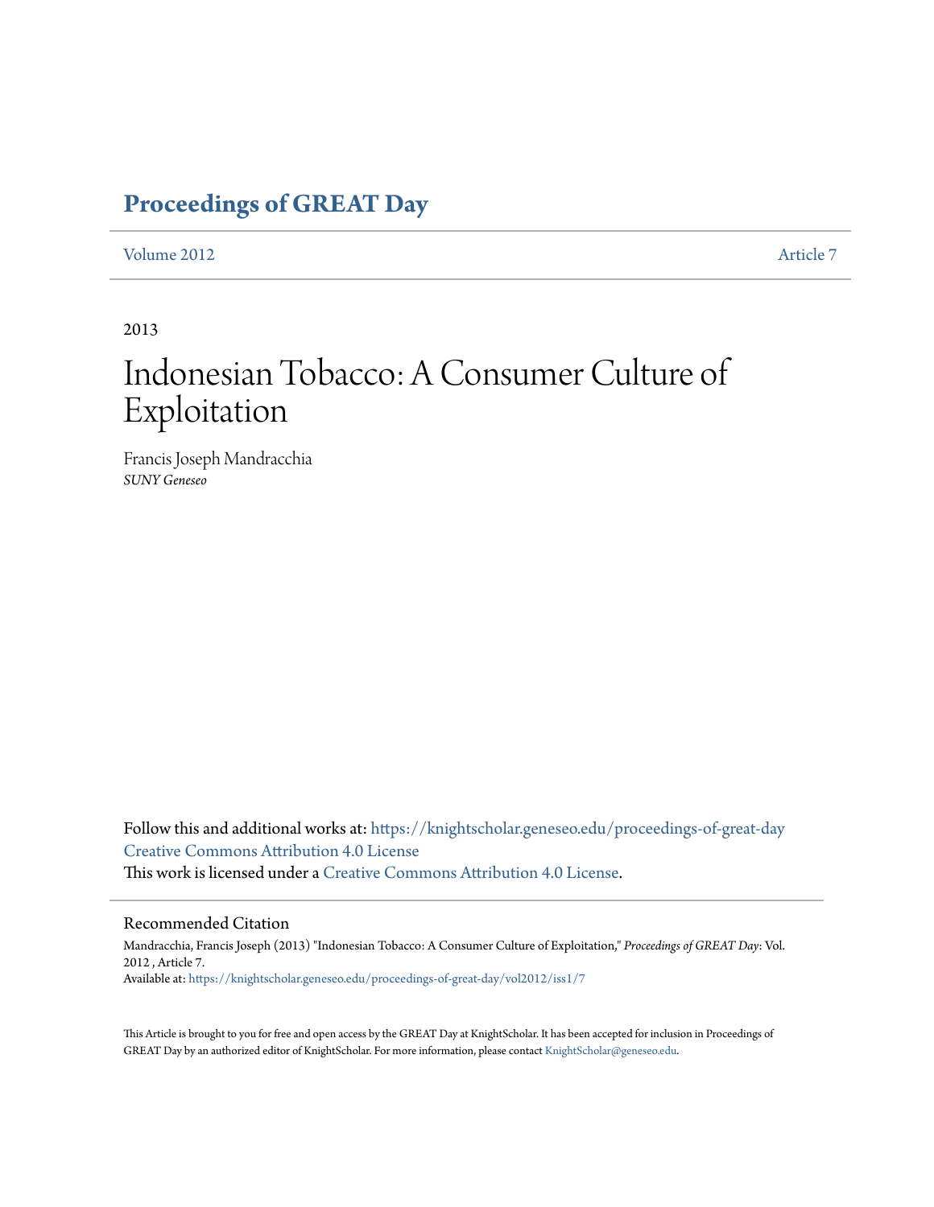# Proceedings of GREAT Day

Volume 2012 | Article 7

2013

# Indonesian Tobacco: A Consumer Culture of Exploitation

Francis Joseph Mandracchia
*SUNY Geneseo*

Follow this and additional works at: https://knightscholar.geneseo.edu/proceedings-of-great-day
Creative Commons Attribution 4.0 License
This work is licensed under a Creative Commons Attribution 4.0 License.

## Recommended Citation

Mandracchia, Francis Joseph (2013) "Indonesian Tobacco: A Consumer Culture of Exploitation," *Proceedings of GREAT Day*: Vol. 2012 , Article 7.
Available at: https://knightscholar.geneseo.edu/proceedings-of-great-day/vol2012/iss1/7

This Article is brought to you for free and open access by the GREAT Day at KnightScholar. It has been accepted for inclusion in Proceedings of GREAT Day by an authorized editor of KnightScholar. For more information, please contact KnightScholar@geneseo.edu.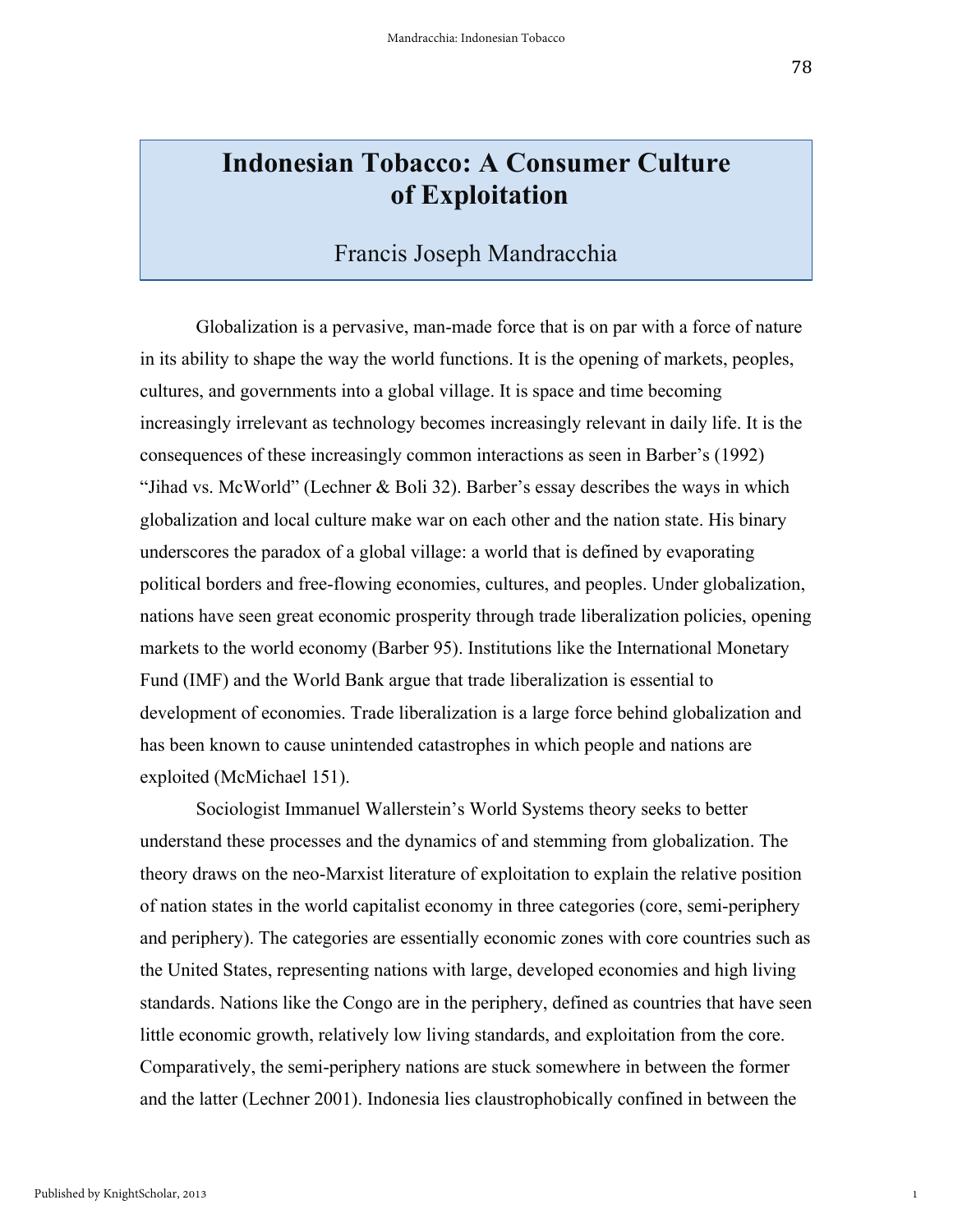# Indonesian Tobacco: A Consumer Culture of Exploitation

Francis Joseph Mandracchia

Globalization is a pervasive, man-made force that is on par with a force of nature in its ability to shape the way the world functions. It is the opening of markets, peoples, cultures, and governments into a global village. It is space and time becoming increasingly irrelevant as technology becomes increasingly relevant in daily life. It is the consequences of these increasingly common interactions as seen in Barber's (1992) "Jihad vs. McWorld" (Lechner & Boli 32). Barber's essay describes the ways in which globalization and local culture make war on each other and the nation state. His binary underscores the paradox of a global village: a world that is defined by evaporating political borders and free-flowing economies, cultures, and peoples. Under globalization, nations have seen great economic prosperity through trade liberalization policies, opening markets to the world economy (Barber 95). Institutions like the International Monetary Fund (IMF) and the World Bank argue that trade liberalization is essential to development of economies. Trade liberalization is a large force behind globalization and has been known to cause unintended catastrophes in which people and nations are exploited (McMichael 151).

Sociologist Immanuel Wallerstein's World Systems theory seeks to better understand these processes and the dynamics of and stemming from globalization. The theory draws on the neo-Marxist literature of exploitation to explain the relative position of nation states in the world capitalist economy in three categories (core, semi-periphery and periphery). The categories are essentially economic zones with core countries such as the United States, representing nations with large, developed economies and high living standards. Nations like the Congo are in the periphery, defined as countries that have seen little economic growth, relatively low living standards, and exploitation from the core. Comparatively, the semi-periphery nations are stuck somewhere in between the former and the latter (Lechner 2001). Indonesia lies claustrophobically confined in between the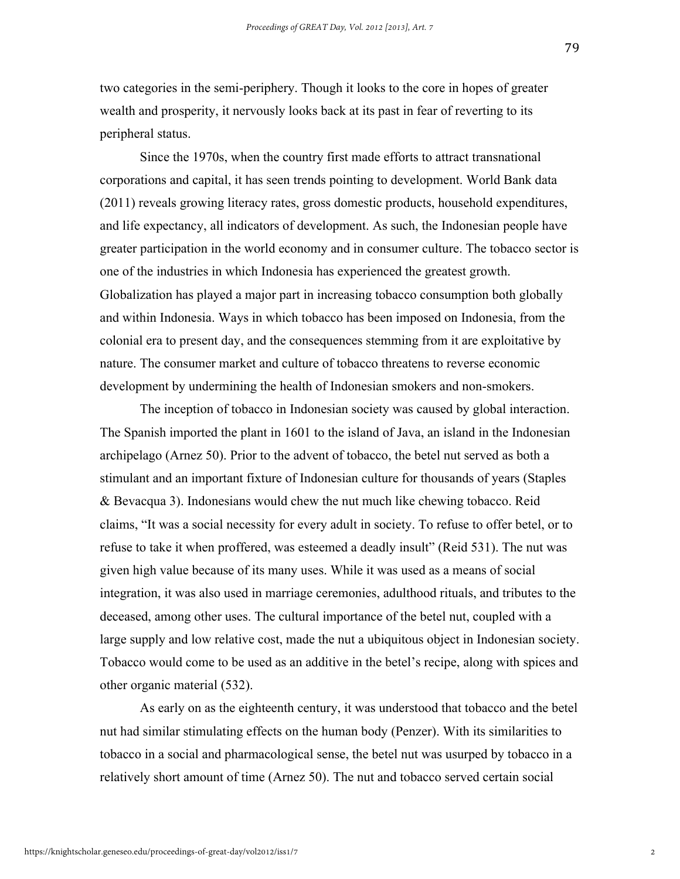two categories in the semi-periphery. Though it looks to the core in hopes of greater wealth and prosperity, it nervously looks back at its past in fear of reverting to its peripheral status.

Since the 1970s, when the country first made efforts to attract transnational corporations and capital, it has seen trends pointing to development. World Bank data (2011) reveals growing literacy rates, gross domestic products, household expenditures, and life expectancy, all indicators of development. As such, the Indonesian people have greater participation in the world economy and in consumer culture. The tobacco sector is one of the industries in which Indonesia has experienced the greatest growth. Globalization has played a major part in increasing tobacco consumption both globally and within Indonesia. Ways in which tobacco has been imposed on Indonesia, from the colonial era to present day, and the consequences stemming from it are exploitative by nature. The consumer market and culture of tobacco threatens to reverse economic development by undermining the health of Indonesian smokers and non-smokers.

The inception of tobacco in Indonesian society was caused by global interaction. The Spanish imported the plant in 1601 to the island of Java, an island in the Indonesian archipelago (Arnez 50). Prior to the advent of tobacco, the betel nut served as both a stimulant and an important fixture of Indonesian culture for thousands of years (Staples & Bevacqua 3). Indonesians would chew the nut much like chewing tobacco. Reid claims, "It was a social necessity for every adult in society. To refuse to offer betel, or to refuse to take it when proffered, was esteemed a deadly insult" (Reid 531). The nut was given high value because of its many uses. While it was used as a means of social integration, it was also used in marriage ceremonies, adulthood rituals, and tributes to the deceased, among other uses. The cultural importance of the betel nut, coupled with a large supply and low relative cost, made the nut a ubiquitous object in Indonesian society. Tobacco would come to be used as an additive in the betel's recipe, along with spices and other organic material (532).

As early on as the eighteenth century, it was understood that tobacco and the betel nut had similar stimulating effects on the human body (Penzer). With its similarities to tobacco in a social and pharmacological sense, the betel nut was usurped by tobacco in a relatively short amount of time (Arnez 50). The nut and tobacco served certain social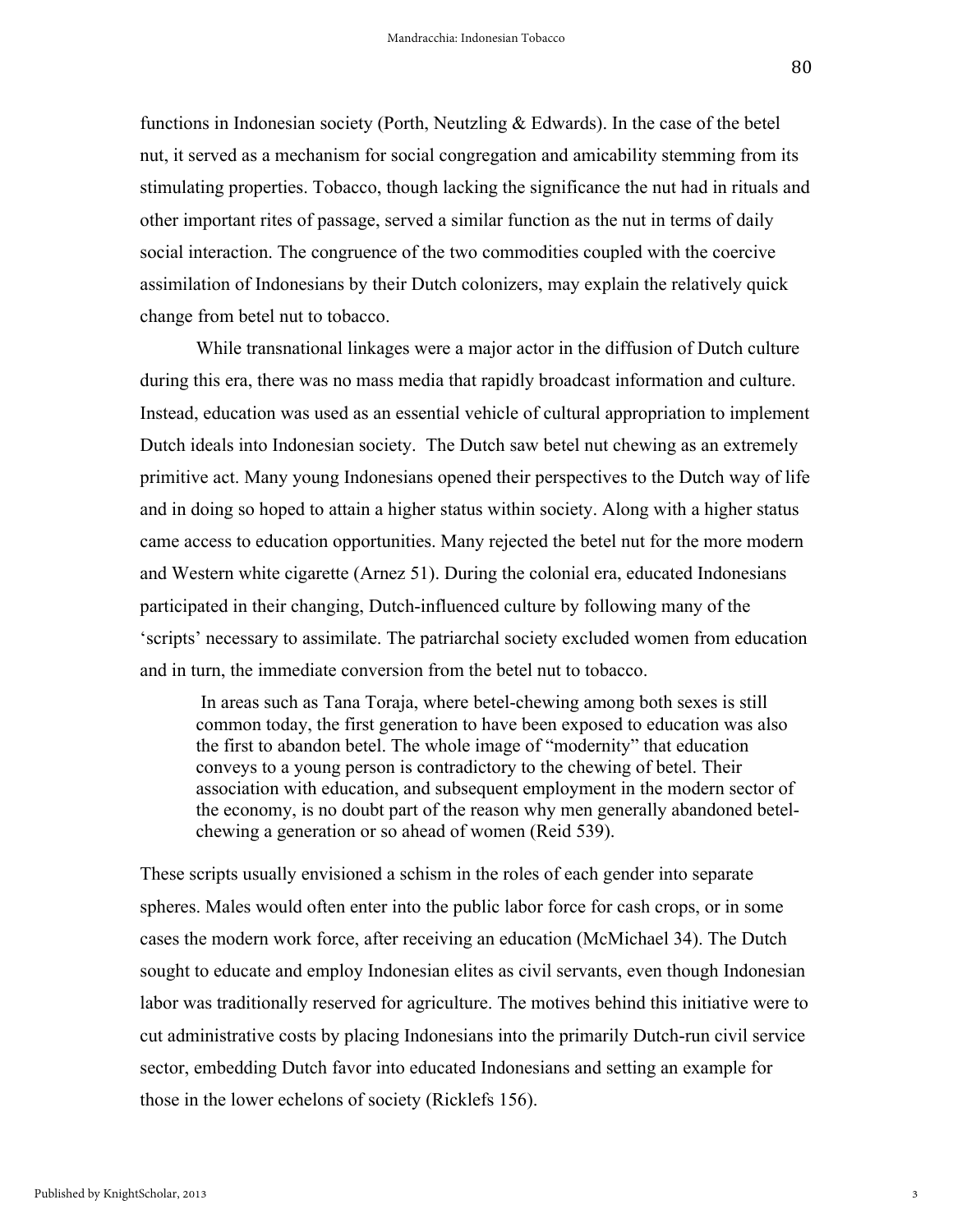functions in Indonesian society (Porth, Neutzling & Edwards). In the case of the betel nut, it served as a mechanism for social congregation and amicability stemming from its stimulating properties. Tobacco, though lacking the significance the nut had in rituals and other important rites of passage, served a similar function as the nut in terms of daily social interaction. The congruence of the two commodities coupled with the coercive assimilation of Indonesians by their Dutch colonizers, may explain the relatively quick change from betel nut to tobacco.

While transnational linkages were a major actor in the diffusion of Dutch culture during this era, there was no mass media that rapidly broadcast information and culture. Instead, education was used as an essential vehicle of cultural appropriation to implement Dutch ideals into Indonesian society. The Dutch saw betel nut chewing as an extremely primitive act. Many young Indonesians opened their perspectives to the Dutch way of life and in doing so hoped to attain a higher status within society. Along with a higher status came access to education opportunities. Many rejected the betel nut for the more modern and Western white cigarette (Arnez 51). During the colonial era, educated Indonesians participated in their changing, Dutch-influenced culture by following many of the 'scripts' necessary to assimilate. The patriarchal society excluded women from education and in turn, the immediate conversion from the betel nut to tobacco.

> In areas such as Tana Toraja, where betel-chewing among both sexes is still common today, the first generation to have been exposed to education was also the first to abandon betel. The whole image of "modernity" that education conveys to a young person is contradictory to the chewing of betel. Their association with education, and subsequent employment in the modern sector of the economy, is no doubt part of the reason why men generally abandoned betel-chewing a generation or so ahead of women (Reid 539).

These scripts usually envisioned a schism in the roles of each gender into separate spheres. Males would often enter into the public labor force for cash crops, or in some cases the modern work force, after receiving an education (McMichael 34). The Dutch sought to educate and employ Indonesian elites as civil servants, even though Indonesian labor was traditionally reserved for agriculture. The motives behind this initiative were to cut administrative costs by placing Indonesians into the primarily Dutch-run civil service sector, embedding Dutch favor into educated Indonesians and setting an example for those in the lower echelons of society (Ricklefs 156).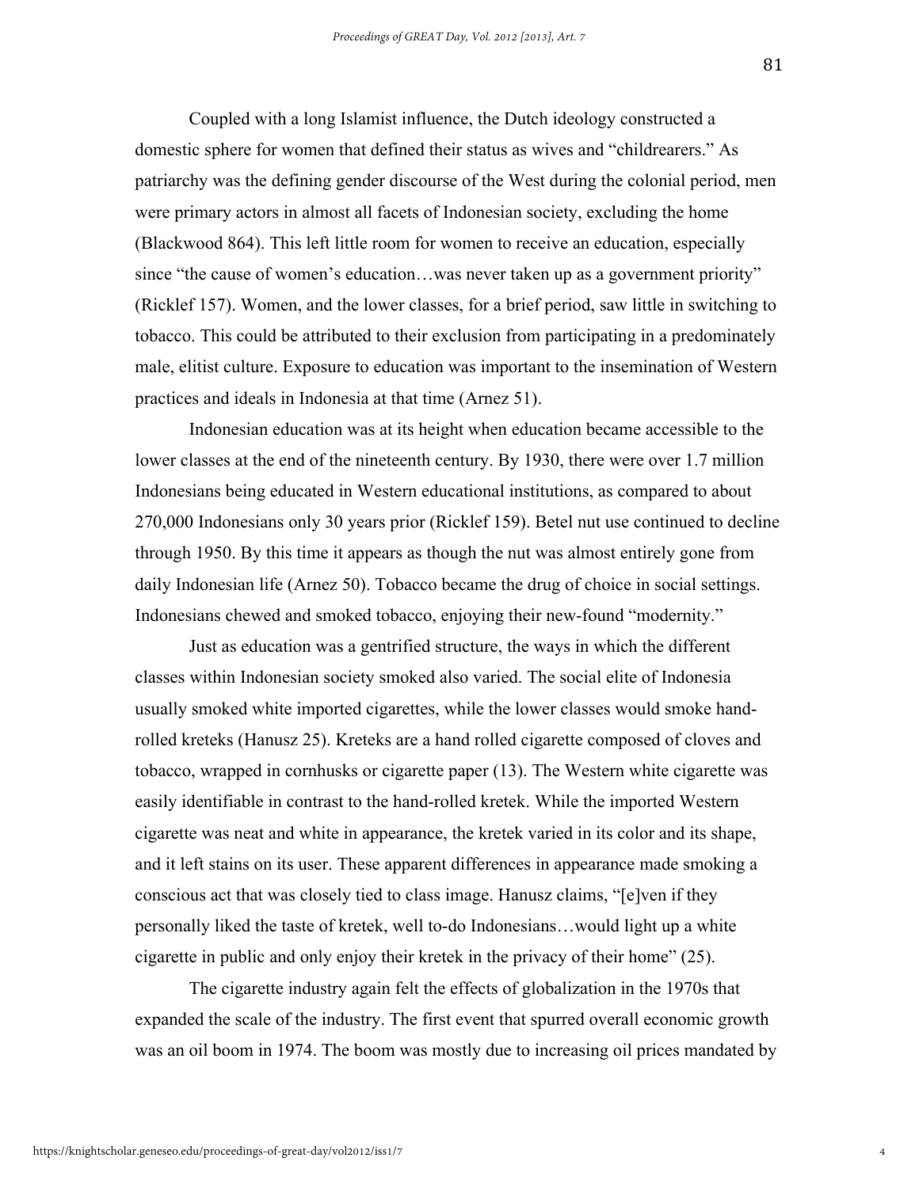Coupled with a long Islamist influence, the Dutch ideology constructed a domestic sphere for women that defined their status as wives and "childrearers." As patriarchy was the defining gender discourse of the West during the colonial period, men were primary actors in almost all facets of Indonesian society, excluding the home (Blackwood 864). This left little room for women to receive an education, especially since "the cause of women's education…was never taken up as a government priority" (Ricklef 157). Women, and the lower classes, for a brief period, saw little in switching to tobacco. This could be attributed to their exclusion from participating in a predominately male, elitist culture. Exposure to education was important to the insemination of Western practices and ideals in Indonesia at that time (Arnez 51).

Indonesian education was at its height when education became accessible to the lower classes at the end of the nineteenth century. By 1930, there were over 1.7 million Indonesians being educated in Western educational institutions, as compared to about 270,000 Indonesians only 30 years prior (Ricklef 159). Betel nut use continued to decline through 1950. By this time it appears as though the nut was almost entirely gone from daily Indonesian life (Arnez 50). Tobacco became the drug of choice in social settings. Indonesians chewed and smoked tobacco, enjoying their new-found "modernity."

Just as education was a gentrified structure, the ways in which the different classes within Indonesian society smoked also varied. The social elite of Indonesia usually smoked white imported cigarettes, while the lower classes would smoke hand-rolled kreteks (Hanusz 25). Kreteks are a hand rolled cigarette composed of cloves and tobacco, wrapped in cornhusks or cigarette paper (13). The Western white cigarette was easily identifiable in contrast to the hand-rolled kretek. While the imported Western cigarette was neat and white in appearance, the kretek varied in its color and its shape, and it left stains on its user. These apparent differences in appearance made smoking a conscious act that was closely tied to class image. Hanusz claims, "[e]ven if they personally liked the taste of kretek, well to-do Indonesians…would light up a white cigarette in public and only enjoy their kretek in the privacy of their home" (25).

The cigarette industry again felt the effects of globalization in the 1970s that expanded the scale of the industry. The first event that spurred overall economic growth was an oil boom in 1974. The boom was mostly due to increasing oil prices mandated by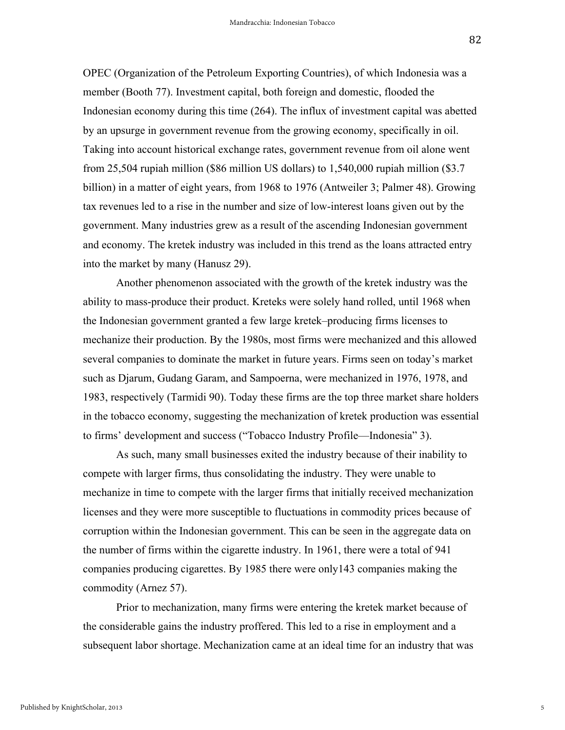OPEC (Organization of the Petroleum Exporting Countries), of which Indonesia was a member (Booth 77). Investment capital, both foreign and domestic, flooded the Indonesian economy during this time (264). The influx of investment capital was abetted by an upsurge in government revenue from the growing economy, specifically in oil. Taking into account historical exchange rates, government revenue from oil alone went from 25,504 rupiah million ($86 million US dollars) to 1,540,000 rupiah million ($3.7 billion) in a matter of eight years, from 1968 to 1976 (Antweiler 3; Palmer 48). Growing tax revenues led to a rise in the number and size of low-interest loans given out by the government. Many industries grew as a result of the ascending Indonesian government and economy. The kretek industry was included in this trend as the loans attracted entry into the market by many (Hanusz 29).

Another phenomenon associated with the growth of the kretek industry was the ability to mass-produce their product. Kreteks were solely hand rolled, until 1968 when the Indonesian government granted a few large kretek–producing firms licenses to mechanize their production. By the 1980s, most firms were mechanized and this allowed several companies to dominate the market in future years. Firms seen on today's market such as Djarum, Gudang Garam, and Sampoerna, were mechanized in 1976, 1978, and 1983, respectively (Tarmidi 90). Today these firms are the top three market share holders in the tobacco economy, suggesting the mechanization of kretek production was essential to firms' development and success ("Tobacco Industry Profile—Indonesia" 3).

As such, many small businesses exited the industry because of their inability to compete with larger firms, thus consolidating the industry. They were unable to mechanize in time to compete with the larger firms that initially received mechanization licenses and they were more susceptible to fluctuations in commodity prices because of corruption within the Indonesian government. This can be seen in the aggregate data on the number of firms within the cigarette industry. In 1961, there were a total of 941 companies producing cigarettes. By 1985 there were only143 companies making the commodity (Arnez 57).

Prior to mechanization, many firms were entering the kretek market because of the considerable gains the industry proffered. This led to a rise in employment and a subsequent labor shortage. Mechanization came at an ideal time for an industry that was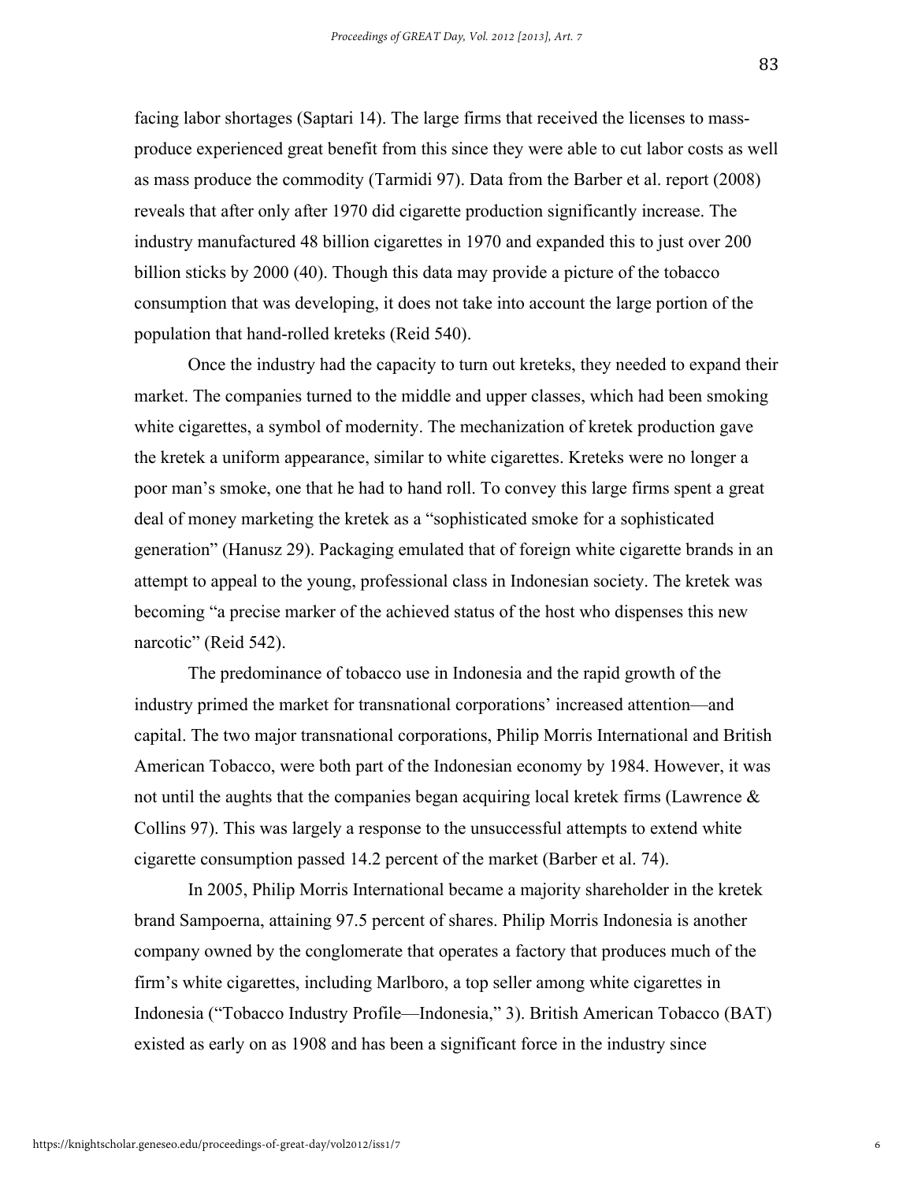facing labor shortages (Saptari 14). The large firms that received the licenses to mass-produce experienced great benefit from this since they were able to cut labor costs as well as mass produce the commodity (Tarmidi 97). Data from the Barber et al. report (2008) reveals that after only after 1970 did cigarette production significantly increase. The industry manufactured 48 billion cigarettes in 1970 and expanded this to just over 200 billion sticks by 2000 (40). Though this data may provide a picture of the tobacco consumption that was developing, it does not take into account the large portion of the population that hand-rolled kreteks (Reid 540).

Once the industry had the capacity to turn out kreteks, they needed to expand their market. The companies turned to the middle and upper classes, which had been smoking white cigarettes, a symbol of modernity. The mechanization of kretek production gave the kretek a uniform appearance, similar to white cigarettes. Kreteks were no longer a poor man's smoke, one that he had to hand roll. To convey this large firms spent a great deal of money marketing the kretek as a "sophisticated smoke for a sophisticated generation" (Hanusz 29). Packaging emulated that of foreign white cigarette brands in an attempt to appeal to the young, professional class in Indonesian society. The kretek was becoming "a precise marker of the achieved status of the host who dispenses this new narcotic" (Reid 542).

The predominance of tobacco use in Indonesia and the rapid growth of the industry primed the market for transnational corporations' increased attention—and capital. The two major transnational corporations, Philip Morris International and British American Tobacco, were both part of the Indonesian economy by 1984. However, it was not until the aughts that the companies began acquiring local kretek firms (Lawrence & Collins 97). This was largely a response to the unsuccessful attempts to extend white cigarette consumption passed 14.2 percent of the market (Barber et al. 74).

In 2005, Philip Morris International became a majority shareholder in the kretek brand Sampoerna, attaining 97.5 percent of shares. Philip Morris Indonesia is another company owned by the conglomerate that operates a factory that produces much of the firm's white cigarettes, including Marlboro, a top seller among white cigarettes in Indonesia ("Tobacco Industry Profile—Indonesia," 3). British American Tobacco (BAT) existed as early on as 1908 and has been a significant force in the industry since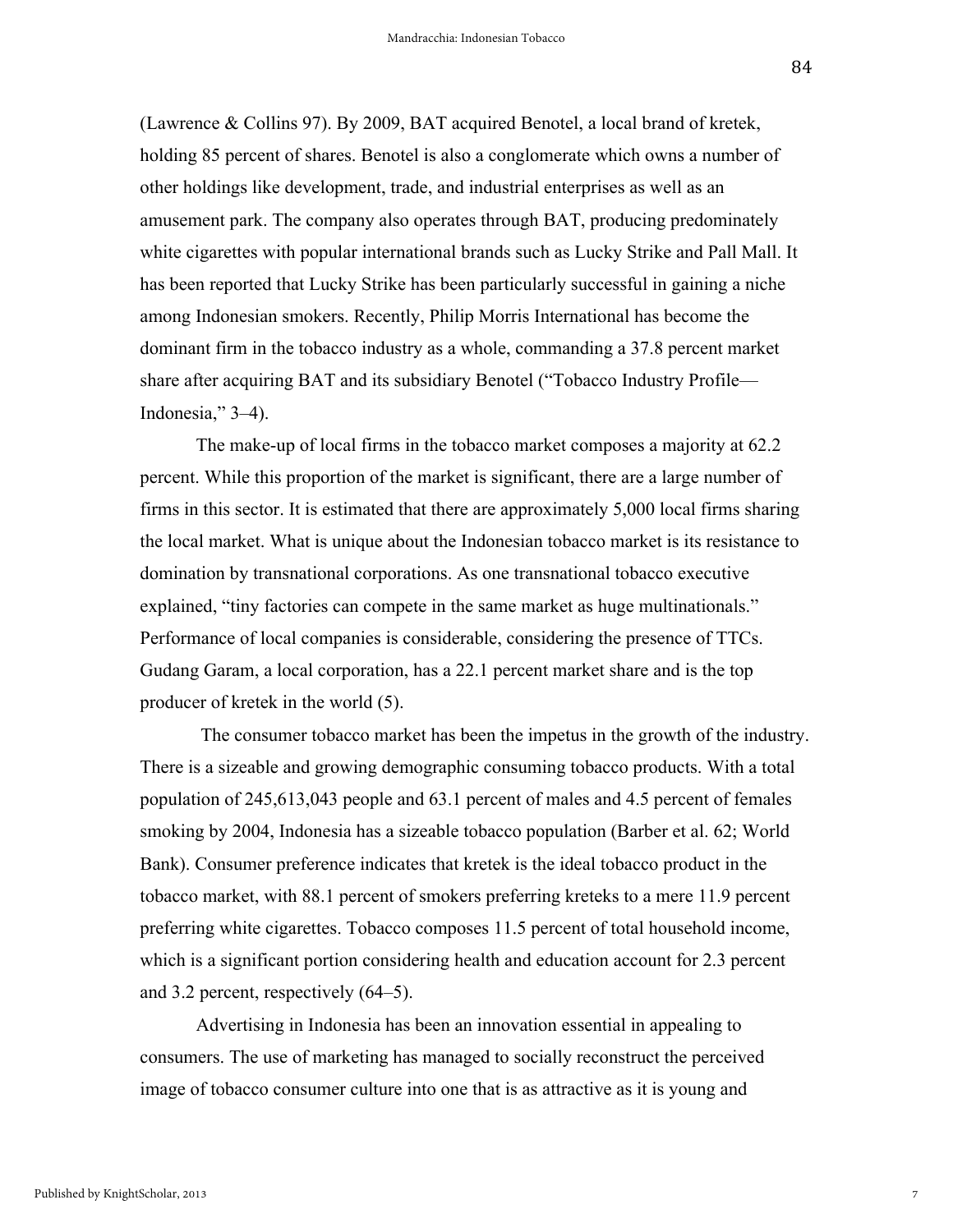(Lawrence & Collins 97). By 2009, BAT acquired Benotel, a local brand of kretek, holding 85 percent of shares. Benotel is also a conglomerate which owns a number of other holdings like development, trade, and industrial enterprises as well as an amusement park. The company also operates through BAT, producing predominately white cigarettes with popular international brands such as Lucky Strike and Pall Mall. It has been reported that Lucky Strike has been particularly successful in gaining a niche among Indonesian smokers. Recently, Philip Morris International has become the dominant firm in the tobacco industry as a whole, commanding a 37.8 percent market share after acquiring BAT and its subsidiary Benotel ("Tobacco Industry Profile—Indonesia," 3–4).

The make-up of local firms in the tobacco market composes a majority at 62.2 percent. While this proportion of the market is significant, there are a large number of firms in this sector. It is estimated that there are approximately 5,000 local firms sharing the local market. What is unique about the Indonesian tobacco market is its resistance to domination by transnational corporations. As one transnational tobacco executive explained, "tiny factories can compete in the same market as huge multinationals." Performance of local companies is considerable, considering the presence of TTCs. Gudang Garam, a local corporation, has a 22.1 percent market share and is the top producer of kretek in the world (5).

The consumer tobacco market has been the impetus in the growth of the industry. There is a sizeable and growing demographic consuming tobacco products. With a total population of 245,613,043 people and 63.1 percent of males and 4.5 percent of females smoking by 2004, Indonesia has a sizeable tobacco population (Barber et al. 62; World Bank). Consumer preference indicates that kretek is the ideal tobacco product in the tobacco market, with 88.1 percent of smokers preferring kreteks to a mere 11.9 percent preferring white cigarettes. Tobacco composes 11.5 percent of total household income, which is a significant portion considering health and education account for 2.3 percent and 3.2 percent, respectively (64–5).

Advertising in Indonesia has been an innovation essential in appealing to consumers. The use of marketing has managed to socially reconstruct the perceived image of tobacco consumer culture into one that is as attractive as it is young and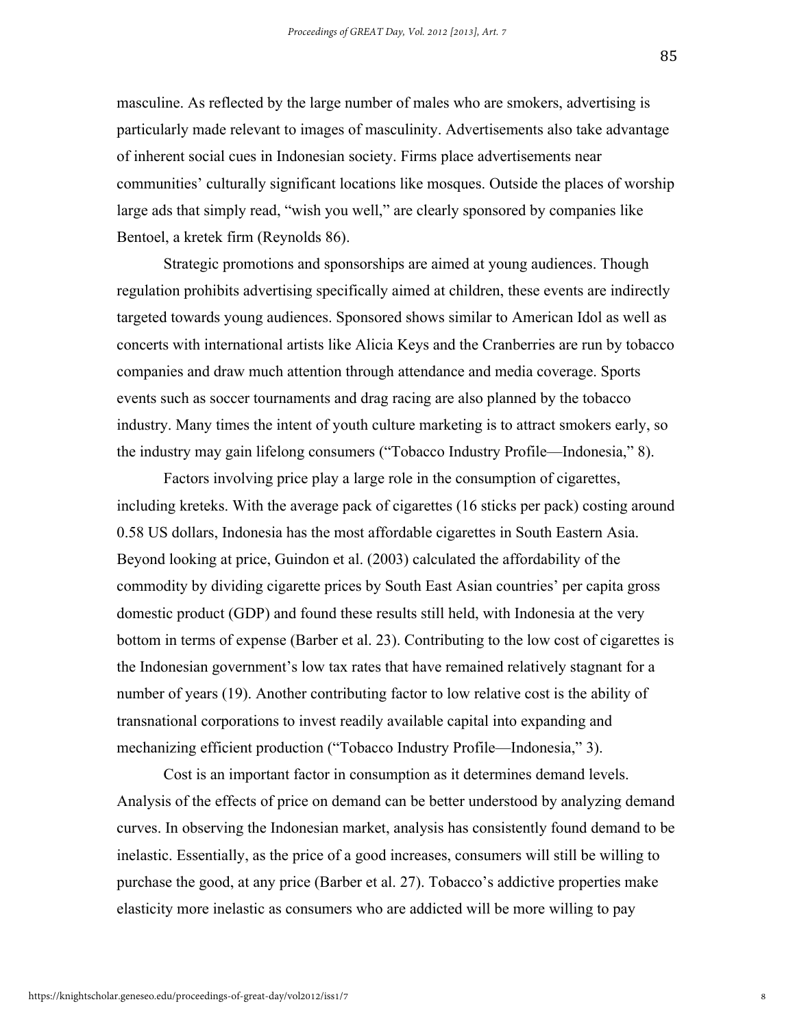masculine. As reflected by the large number of males who are smokers, advertising is particularly made relevant to images of masculinity. Advertisements also take advantage of inherent social cues in Indonesian society. Firms place advertisements near communities' culturally significant locations like mosques. Outside the places of worship large ads that simply read, "wish you well," are clearly sponsored by companies like Bentoel, a kretek firm (Reynolds 86).

Strategic promotions and sponsorships are aimed at young audiences. Though regulation prohibits advertising specifically aimed at children, these events are indirectly targeted towards young audiences. Sponsored shows similar to American Idol as well as concerts with international artists like Alicia Keys and the Cranberries are run by tobacco companies and draw much attention through attendance and media coverage. Sports events such as soccer tournaments and drag racing are also planned by the tobacco industry. Many times the intent of youth culture marketing is to attract smokers early, so the industry may gain lifelong consumers ("Tobacco Industry Profile—Indonesia," 8).

Factors involving price play a large role in the consumption of cigarettes, including kreteks. With the average pack of cigarettes (16 sticks per pack) costing around 0.58 US dollars, Indonesia has the most affordable cigarettes in South Eastern Asia. Beyond looking at price, Guindon et al. (2003) calculated the affordability of the commodity by dividing cigarette prices by South East Asian countries' per capita gross domestic product (GDP) and found these results still held, with Indonesia at the very bottom in terms of expense (Barber et al. 23). Contributing to the low cost of cigarettes is the Indonesian government's low tax rates that have remained relatively stagnant for a number of years (19). Another contributing factor to low relative cost is the ability of transnational corporations to invest readily available capital into expanding and mechanizing efficient production ("Tobacco Industry Profile—Indonesia," 3).

Cost is an important factor in consumption as it determines demand levels. Analysis of the effects of price on demand can be better understood by analyzing demand curves. In observing the Indonesian market, analysis has consistently found demand to be inelastic. Essentially, as the price of a good increases, consumers will still be willing to purchase the good, at any price (Barber et al. 27). Tobacco's addictive properties make elasticity more inelastic as consumers who are addicted will be more willing to pay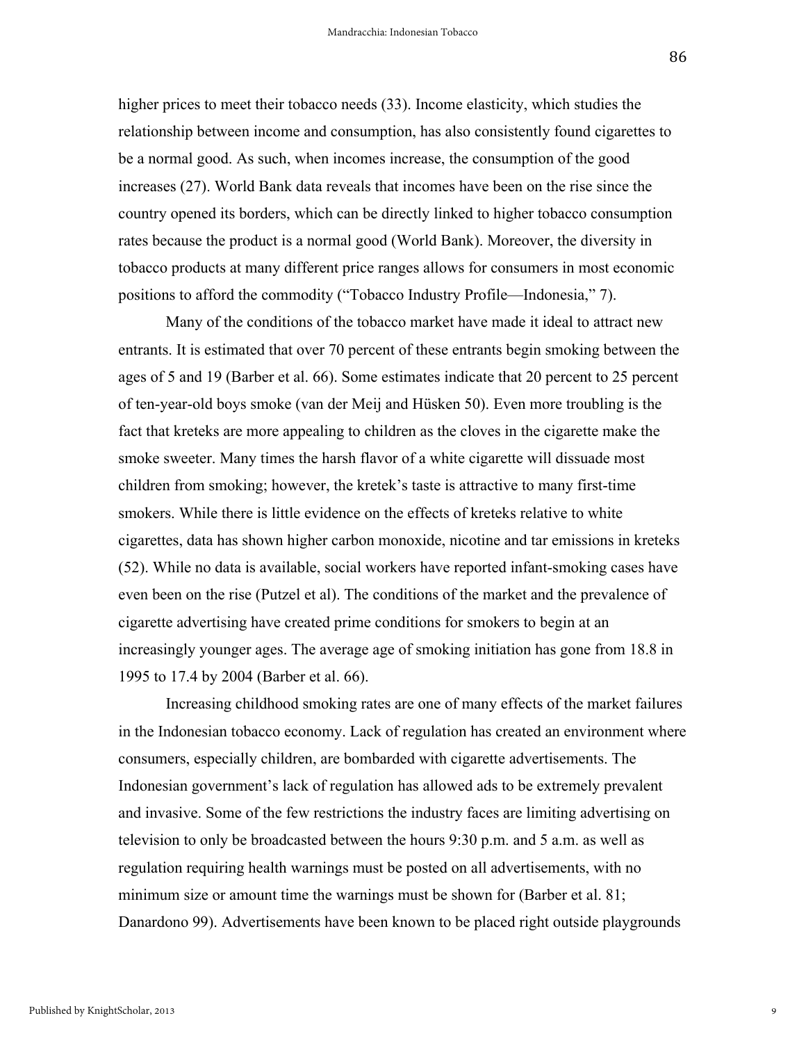higher prices to meet their tobacco needs (33). Income elasticity, which studies the relationship between income and consumption, has also consistently found cigarettes to be a normal good. As such, when incomes increase, the consumption of the good increases (27). World Bank data reveals that incomes have been on the rise since the country opened its borders, which can be directly linked to higher tobacco consumption rates because the product is a normal good (World Bank). Moreover, the diversity in tobacco products at many different price ranges allows for consumers in most economic positions to afford the commodity ("Tobacco Industry Profile—Indonesia," 7).

Many of the conditions of the tobacco market have made it ideal to attract new entrants. It is estimated that over 70 percent of these entrants begin smoking between the ages of 5 and 19 (Barber et al. 66). Some estimates indicate that 20 percent to 25 percent of ten-year-old boys smoke (van der Meij and Hüsken 50). Even more troubling is the fact that kreteks are more appealing to children as the cloves in the cigarette make the smoke sweeter. Many times the harsh flavor of a white cigarette will dissuade most children from smoking; however, the kretek's taste is attractive to many first-time smokers. While there is little evidence on the effects of kreteks relative to white cigarettes, data has shown higher carbon monoxide, nicotine and tar emissions in kreteks (52). While no data is available, social workers have reported infant-smoking cases have even been on the rise (Putzel et al). The conditions of the market and the prevalence of cigarette advertising have created prime conditions for smokers to begin at an increasingly younger ages. The average age of smoking initiation has gone from 18.8 in 1995 to 17.4 by 2004 (Barber et al. 66).

Increasing childhood smoking rates are one of many effects of the market failures in the Indonesian tobacco economy. Lack of regulation has created an environment where consumers, especially children, are bombarded with cigarette advertisements. The Indonesian government's lack of regulation has allowed ads to be extremely prevalent and invasive. Some of the few restrictions the industry faces are limiting advertising on television to only be broadcasted between the hours 9:30 p.m. and 5 a.m. as well as regulation requiring health warnings must be posted on all advertisements, with no minimum size or amount time the warnings must be shown for (Barber et al. 81; Danardono 99). Advertisements have been known to be placed right outside playgrounds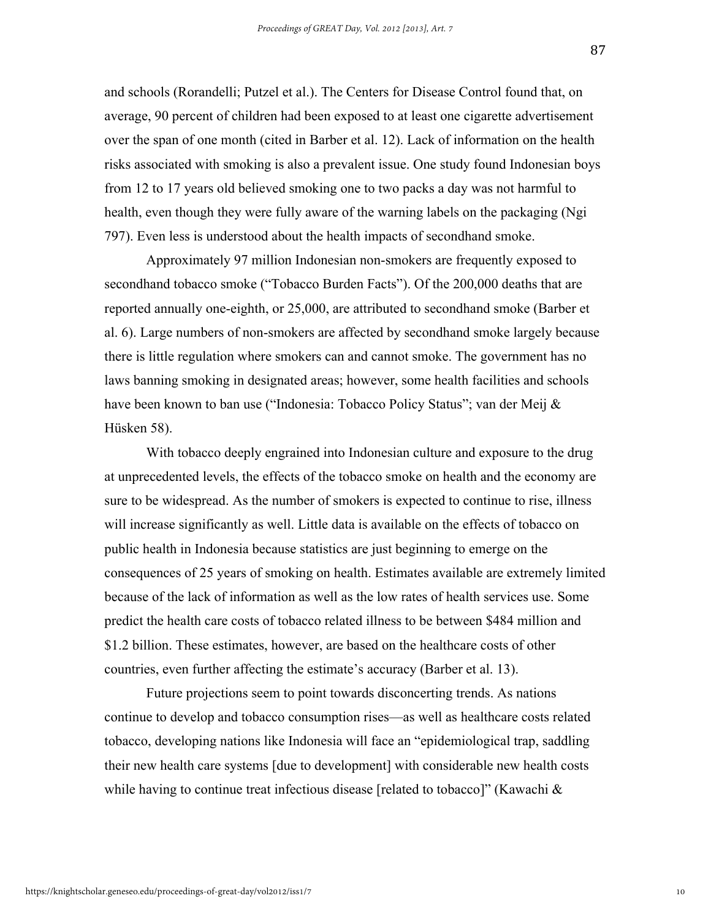and schools (Rorandelli; Putzel et al.). The Centers for Disease Control found that, on average, 90 percent of children had been exposed to at least one cigarette advertisement over the span of one month (cited in Barber et al. 12). Lack of information on the health risks associated with smoking is also a prevalent issue. One study found Indonesian boys from 12 to 17 years old believed smoking one to two packs a day was not harmful to health, even though they were fully aware of the warning labels on the packaging (Ngi 797). Even less is understood about the health impacts of secondhand smoke.

Approximately 97 million Indonesian non-smokers are frequently exposed to secondhand tobacco smoke ("Tobacco Burden Facts"). Of the 200,000 deaths that are reported annually one-eighth, or 25,000, are attributed to secondhand smoke (Barber et al. 6). Large numbers of non-smokers are affected by secondhand smoke largely because there is little regulation where smokers can and cannot smoke. The government has no laws banning smoking in designated areas; however, some health facilities and schools have been known to ban use ("Indonesia: Tobacco Policy Status"; van der Meij & Hüsken 58).

With tobacco deeply engrained into Indonesian culture and exposure to the drug at unprecedented levels, the effects of the tobacco smoke on health and the economy are sure to be widespread. As the number of smokers is expected to continue to rise, illness will increase significantly as well. Little data is available on the effects of tobacco on public health in Indonesia because statistics are just beginning to emerge on the consequences of 25 years of smoking on health. Estimates available are extremely limited because of the lack of information as well as the low rates of health services use. Some predict the health care costs of tobacco related illness to be between $484 million and $1.2 billion. These estimates, however, are based on the healthcare costs of other countries, even further affecting the estimate's accuracy (Barber et al. 13).

Future projections seem to point towards disconcerting trends. As nations continue to develop and tobacco consumption rises—as well as healthcare costs related tobacco, developing nations like Indonesia will face an "epidemiological trap, saddling their new health care systems [due to development] with considerable new health costs while having to continue treat infectious disease [related to tobacco]" (Kawachi &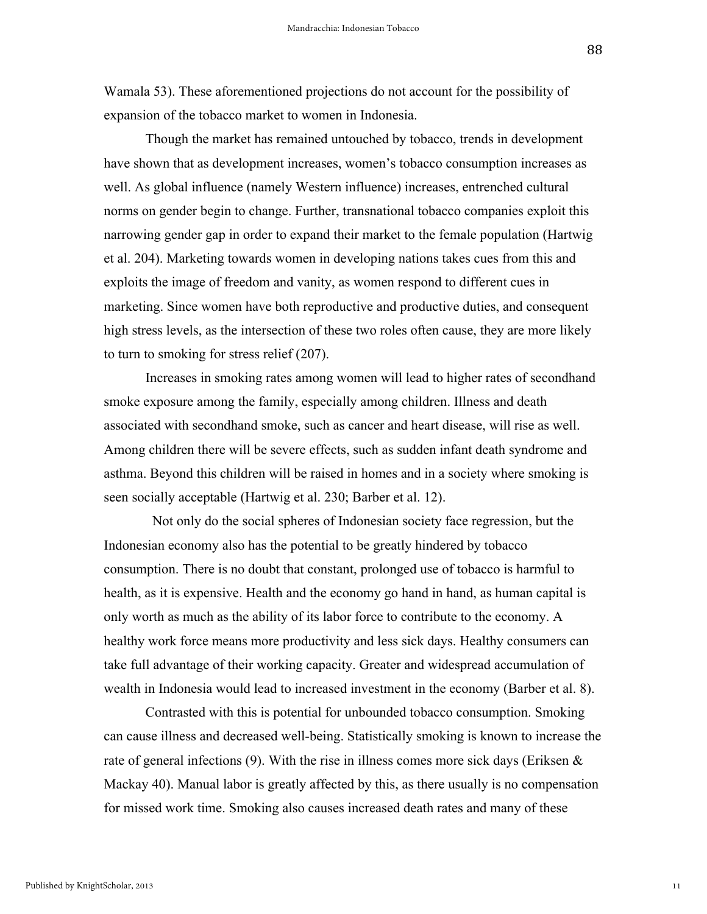Wamala 53). These aforementioned projections do not account for the possibility of expansion of the tobacco market to women in Indonesia.

Though the market has remained untouched by tobacco, trends in development have shown that as development increases, women's tobacco consumption increases as well. As global influence (namely Western influence) increases, entrenched cultural norms on gender begin to change. Further, transnational tobacco companies exploit this narrowing gender gap in order to expand their market to the female population (Hartwig et al. 204). Marketing towards women in developing nations takes cues from this and exploits the image of freedom and vanity, as women respond to different cues in marketing. Since women have both reproductive and productive duties, and consequent high stress levels, as the intersection of these two roles often cause, they are more likely to turn to smoking for stress relief (207).

Increases in smoking rates among women will lead to higher rates of secondhand smoke exposure among the family, especially among children. Illness and death associated with secondhand smoke, such as cancer and heart disease, will rise as well. Among children there will be severe effects, such as sudden infant death syndrome and asthma. Beyond this children will be raised in homes and in a society where smoking is seen socially acceptable (Hartwig et al. 230; Barber et al. 12).

Not only do the social spheres of Indonesian society face regression, but the Indonesian economy also has the potential to be greatly hindered by tobacco consumption. There is no doubt that constant, prolonged use of tobacco is harmful to health, as it is expensive. Health and the economy go hand in hand, as human capital is only worth as much as the ability of its labor force to contribute to the economy. A healthy work force means more productivity and less sick days. Healthy consumers can take full advantage of their working capacity. Greater and widespread accumulation of wealth in Indonesia would lead to increased investment in the economy (Barber et al. 8).

Contrasted with this is potential for unbounded tobacco consumption. Smoking can cause illness and decreased well-being. Statistically smoking is known to increase the rate of general infections (9). With the rise in illness comes more sick days (Eriksen & Mackay 40). Manual labor is greatly affected by this, as there usually is no compensation for missed work time. Smoking also causes increased death rates and many of these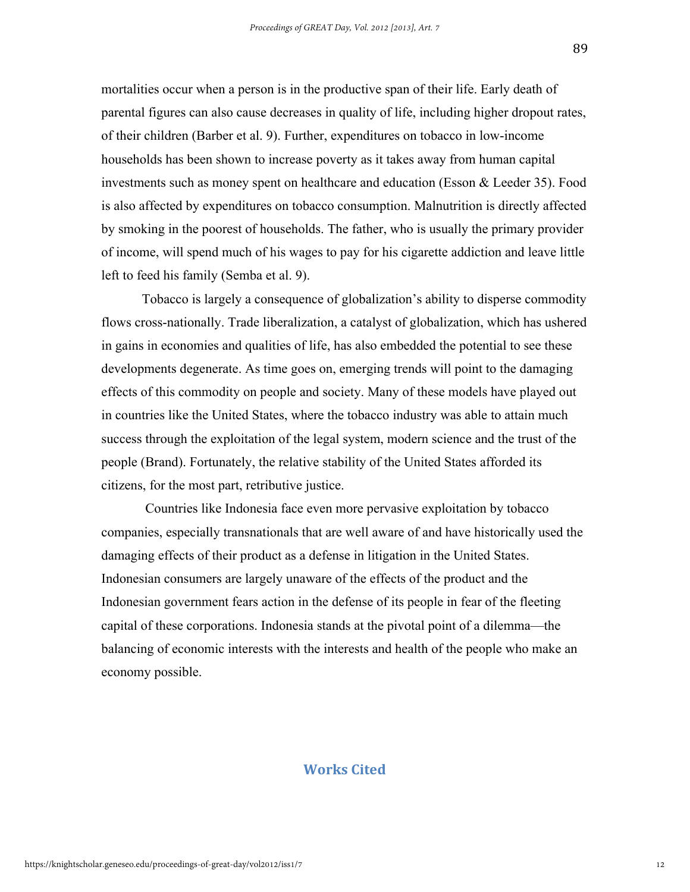mortalities occur when a person is in the productive span of their life. Early death of parental figures can also cause decreases in quality of life, including higher dropout rates, of their children (Barber et al. 9). Further, expenditures on tobacco in low-income households has been shown to increase poverty as it takes away from human capital investments such as money spent on healthcare and education (Esson & Leeder 35). Food is also affected by expenditures on tobacco consumption. Malnutrition is directly affected by smoking in the poorest of households. The father, who is usually the primary provider of income, will spend much of his wages to pay for his cigarette addiction and leave little left to feed his family (Semba et al. 9).

Tobacco is largely a consequence of globalization's ability to disperse commodity flows cross-nationally. Trade liberalization, a catalyst of globalization, which has ushered in gains in economies and qualities of life, has also embedded the potential to see these developments degenerate. As time goes on, emerging trends will point to the damaging effects of this commodity on people and society. Many of these models have played out in countries like the United States, where the tobacco industry was able to attain much success through the exploitation of the legal system, modern science and the trust of the people (Brand). Fortunately, the relative stability of the United States afforded its citizens, for the most part, retributive justice.

Countries like Indonesia face even more pervasive exploitation by tobacco companies, especially transnationals that are well aware of and have historically used the damaging effects of their product as a defense in litigation in the United States. Indonesian consumers are largely unaware of the effects of the product and the Indonesian government fears action in the defense of its people in fear of the fleeting capital of these corporations. Indonesia stands at the pivotal point of a dilemma—the balancing of economic interests with the interests and health of the people who make an economy possible.

## Works Cited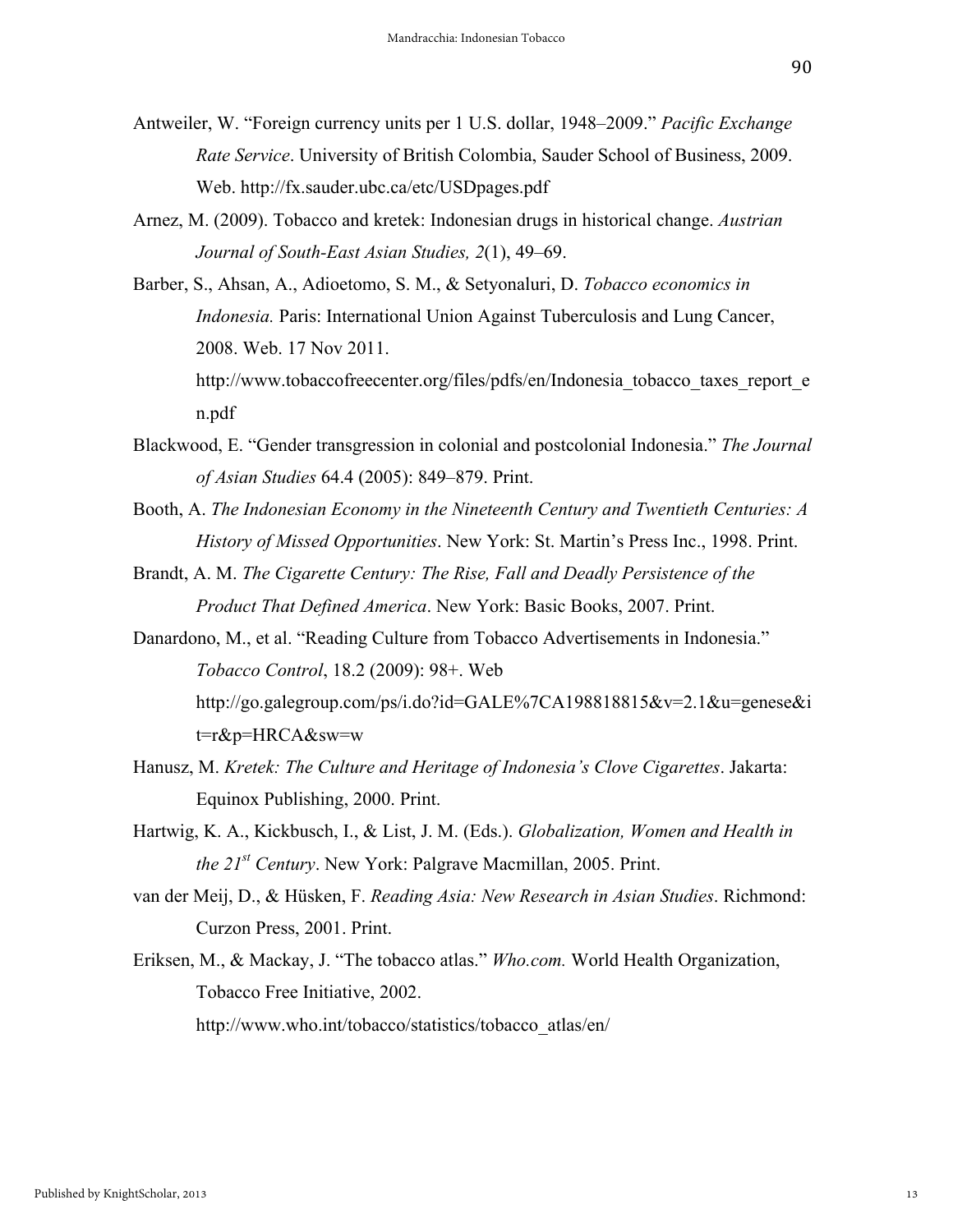Antweiler, W. "Foreign currency units per 1 U.S. dollar, 1948–2009." *Pacific Exchange Rate Service*. University of British Colombia, Sauder School of Business, 2009. Web. http://fx.sauder.ubc.ca/etc/USDpages.pdf

Arnez, M. (2009). Tobacco and kretek: Indonesian drugs in historical change. *Austrian Journal of South-East Asian Studies, 2*(1), 49–69.

Barber, S., Ahsan, A., Adioetomo, S. M., & Setyonaluri, D. *Tobacco economics in Indonesia.* Paris: International Union Against Tuberculosis and Lung Cancer, 2008. Web. 17 Nov 2011. http://www.tobaccofreecenter.org/files/pdfs/en/Indonesia_tobacco_taxes_report_en.pdf

Blackwood, E. "Gender transgression in colonial and postcolonial Indonesia." *The Journal of Asian Studies* 64.4 (2005): 849–879. Print.

Booth, A. *The Indonesian Economy in the Nineteenth Century and Twentieth Centuries: A History of Missed Opportunities*. New York: St. Martin's Press Inc., 1998. Print.

Brandt, A. M. *The Cigarette Century: The Rise, Fall and Deadly Persistence of the Product That Defined America*. New York: Basic Books, 2007. Print.

Danardono, M., et al. "Reading Culture from Tobacco Advertisements in Indonesia." *Tobacco Control*, 18.2 (2009): 98+. Web http://go.galegroup.com/ps/i.do?id=GALE%7CA198818815&v=2.1&u=genese&it=r&p=HRCA&sw=w

Hanusz, M. *Kretek: The Culture and Heritage of Indonesia's Clove Cigarettes*. Jakarta: Equinox Publishing, 2000. Print.

Hartwig, K. A., Kickbusch, I., & List, J. M. (Eds.). *Globalization, Women and Health in the 21st Century*. New York: Palgrave Macmillan, 2005. Print.

van der Meij, D., & Hüsken, F. *Reading Asia: New Research in Asian Studies*. Richmond: Curzon Press, 2001. Print.

Eriksen, M., & Mackay, J. "The tobacco atlas." *Who.com.* World Health Organization, Tobacco Free Initiative, 2002. http://www.who.int/tobacco/statistics/tobacco_atlas/en/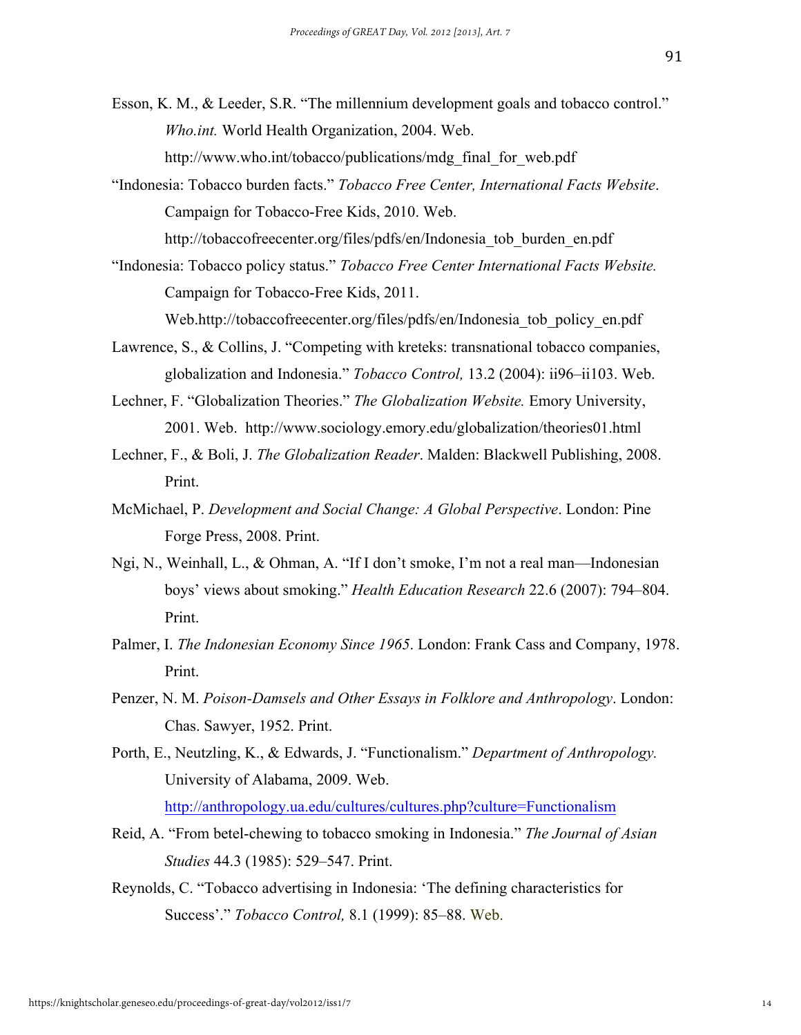Esson, K. M., & Leeder, S.R. "The millennium development goals and tobacco control." *Who.int.* World Health Organization, 2004. Web. http://www.who.int/tobacco/publications/mdg_final_for_web.pdf

"Indonesia: Tobacco burden facts." *Tobacco Free Center, International Facts Website*. Campaign for Tobacco-Free Kids, 2010. Web. http://tobaccofreecenter.org/files/pdfs/en/Indonesia_tob_burden_en.pdf

"Indonesia: Tobacco policy status." *Tobacco Free Center International Facts Website.* Campaign for Tobacco-Free Kids, 2011. Web.http://tobaccofreecenter.org/files/pdfs/en/Indonesia_tob_policy_en.pdf

Lawrence, S., & Collins, J. "Competing with kreteks: transnational tobacco companies, globalization and Indonesia." *Tobacco Control,* 13.2 (2004): ii96–ii103. Web.

Lechner, F. "Globalization Theories." *The Globalization Website.* Emory University, 2001. Web. http://www.sociology.emory.edu/globalization/theories01.html

Lechner, F., & Boli, J. *The Globalization Reader*. Malden: Blackwell Publishing, 2008. Print.

McMichael, P. *Development and Social Change: A Global Perspective*. London: Pine Forge Press, 2008. Print.

Ngi, N., Weinhall, L., & Ohman, A. "If I don't smoke, I'm not a real man—Indonesian boys' views about smoking." *Health Education Research* 22.6 (2007): 794–804. Print.

Palmer, I. *The Indonesian Economy Since 1965*. London: Frank Cass and Company, 1978. Print.

Penzer, N. M. *Poison-Damsels and Other Essays in Folklore and Anthropology*. London: Chas. Sawyer, 1952. Print.

Porth, E., Neutzling, K., & Edwards, J. "Functionalism." *Department of Anthropology.* University of Alabama, 2009. Web. http://anthropology.ua.edu/cultures/cultures.php?culture=Functionalism

Reid, A. "From betel-chewing to tobacco smoking in Indonesia." *The Journal of Asian Studies* 44.3 (1985): 529–547. Print.

Reynolds, C. "Tobacco advertising in Indonesia: 'The defining characteristics for Success'." *Tobacco Control,* 8.1 (1999): 85–88. Web.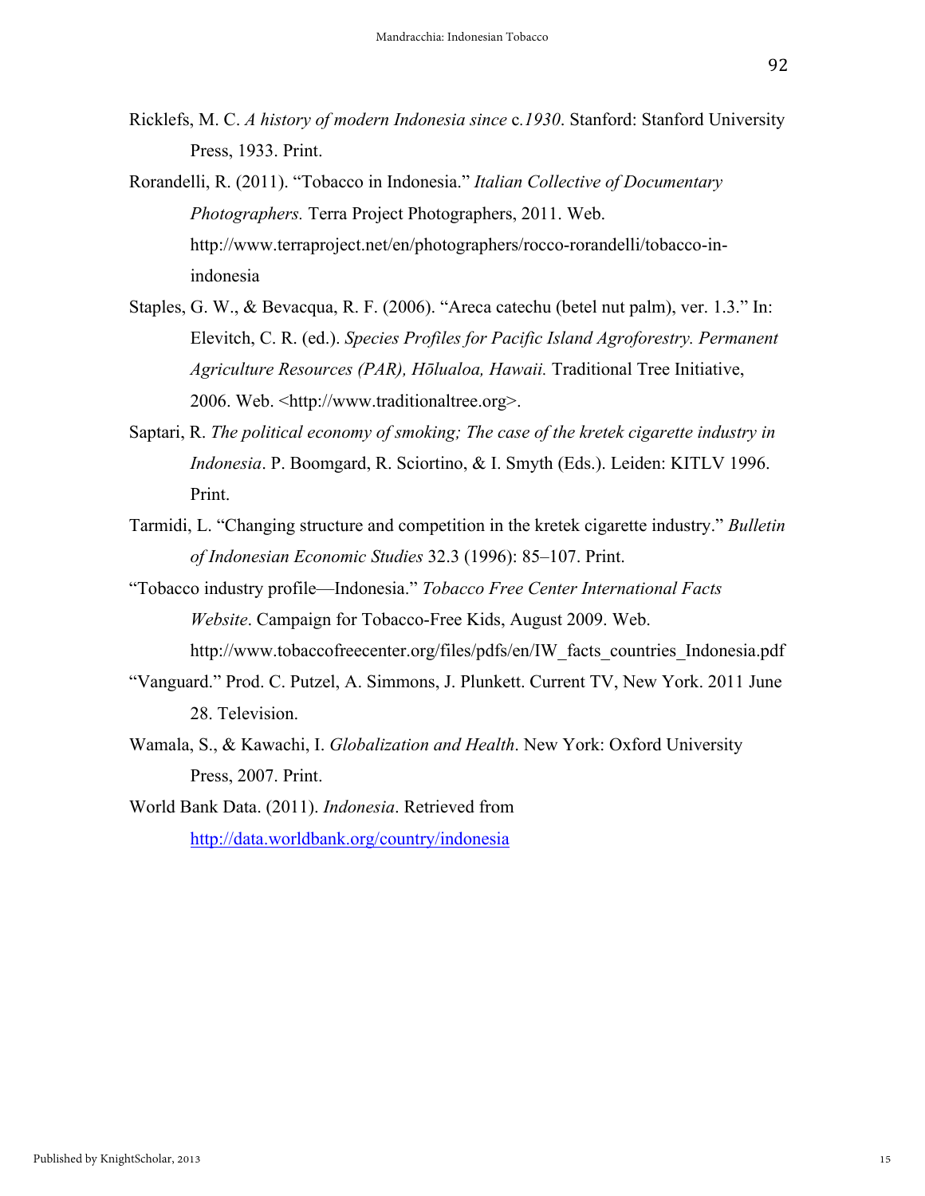Ricklefs, M. C. *A history of modern Indonesia since* c*.1930*. Stanford: Stanford University Press, 1933. Print.

Rorandelli, R. (2011). "Tobacco in Indonesia." *Italian Collective of Documentary Photographers.* Terra Project Photographers, 2011. Web. http://www.terraproject.net/en/photographers/rocco-rorandelli/tobacco-in-indonesia

Staples, G. W., & Bevacqua, R. F. (2006). "Areca catechu (betel nut palm), ver. 1.3." In: Elevitch, C. R. (ed.). *Species Profiles for Pacific Island Agroforestry. Permanent Agriculture Resources (PAR), Hōlualoa, Hawaii.* Traditional Tree Initiative, 2006. Web. <http://www.traditionaltree.org>.

Saptari, R. *The political economy of smoking; The case of the kretek cigarette industry in Indonesia*. P. Boomgard, R. Sciortino, & I. Smyth (Eds.). Leiden: KITLV 1996. Print.

Tarmidi, L. "Changing structure and competition in the kretek cigarette industry." *Bulletin of Indonesian Economic Studies* 32.3 (1996): 85–107. Print.

"Tobacco industry profile—Indonesia." *Tobacco Free Center International Facts Website*. Campaign for Tobacco-Free Kids, August 2009. Web. http://www.tobaccofreecenter.org/files/pdfs/en/IW_facts_countries_Indonesia.pdf

"Vanguard." Prod. C. Putzel, A. Simmons, J. Plunkett. Current TV, New York. 2011 June 28. Television.

Wamala, S., & Kawachi, I. *Globalization and Health*. New York: Oxford University Press, 2007. Print.

World Bank Data. (2011). *Indonesia*. Retrieved from http://data.worldbank.org/country/indonesia